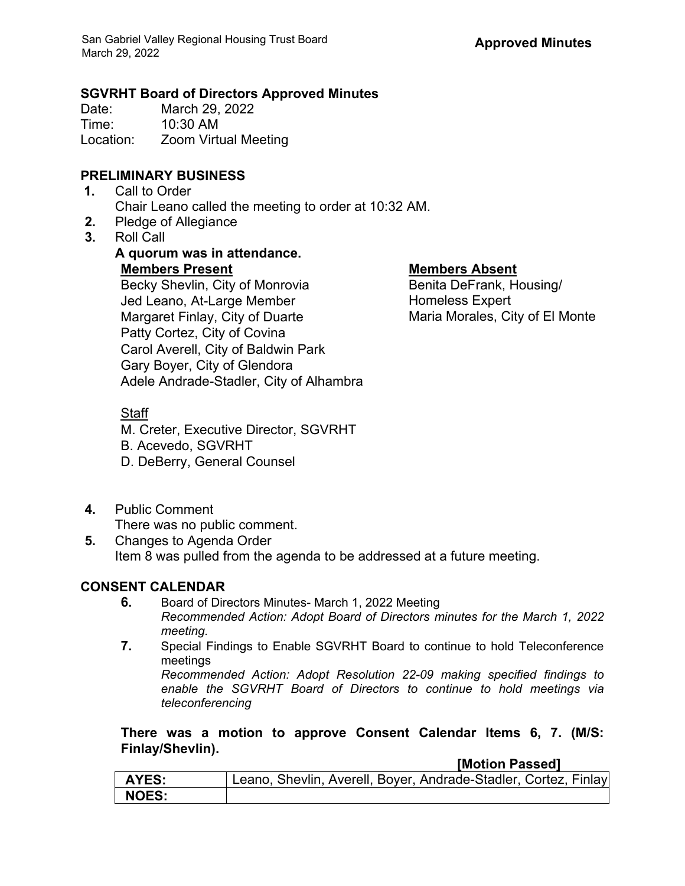**Approved Minutes**

## SGVRHT Board of Directors Approved Minutes

Date: March 29, 2022
Time: 10:30 AM
Location: Zoom Virtual Meeting

## PRELIMINARY BUSINESS

1. Call to Order
   Chair Leano called the meeting to order at 10:32 AM.
2. Pledge of Allegiance
3. Roll Call
   **A quorum was in attendance.**

   **Members Present**
   Becky Shevlin, City of Monrovia
   Jed Leano, At-Large Member
   Margaret Finlay, City of Duarte
   Patty Cortez, City of Covina
   Carol Averell, City of Baldwin Park
   Gary Boyer, City of Glendora
   Adele Andrade-Stadler, City of Alhambra

   **Members Absent**
   Benita DeFrank, Housing/ Homeless Expert
   Maria Morales, City of El Monte

   Staff
   M. Creter, Executive Director, SGVRHT
   B. Acevedo, SGVRHT
   D. DeBerry, General Counsel

4. Public Comment
   There was no public comment.
5. Changes to Agenda Order
   Item 8 was pulled from the agenda to be addressed at a future meeting.

## CONSENT CALENDAR

6. Board of Directors Minutes- March 1, 2022 Meeting
   *Recommended Action: Adopt Board of Directors minutes for the March 1, 2022 meeting.*
7. Special Findings to Enable SGVRHT Board to continue to hold Teleconference meetings
   *Recommended Action: Adopt Resolution 22-09 making specified findings to enable the SGVRHT Board of Directors to continue to hold meetings via teleconferencing*

**There was a motion to approve Consent Calendar Items 6, 7. (M/S: Finlay/Shevlin).**

**[Motion Passed]**

| AYES: | Leano, Shevlin, Averell, Boyer, Andrade-Stadler, Cortez, Finlay |
|---|---|
| NOES: | |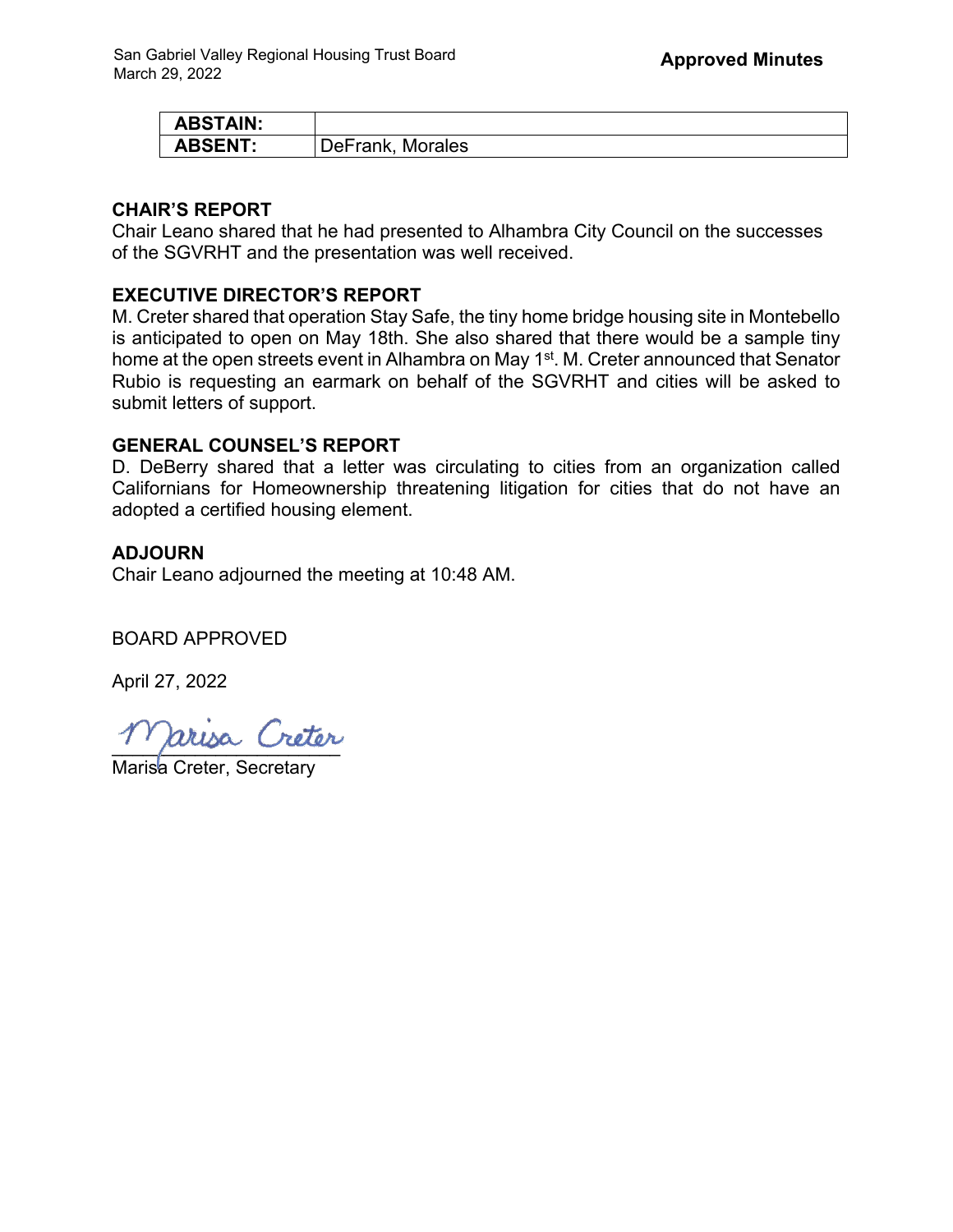| | |
|---|---|
| **ABSTAIN:** | |
| **ABSENT:** | DeFrank, Morales |

**CHAIR'S REPORT**

Chair Leano shared that he had presented to Alhambra City Council on the successes of the SGVRHT and the presentation was well received.

**EXECUTIVE DIRECTOR'S REPORT**

M. Creter shared that operation Stay Safe, the tiny home bridge housing site in Montebello is anticipated to open on May 18th. She also shared that there would be a sample tiny home at the open streets event in Alhambra on May 1st. M. Creter announced that Senator Rubio is requesting an earmark on behalf of the SGVRHT and cities will be asked to submit letters of support.

**GENERAL COUNSEL'S REPORT**

D. DeBerry shared that a letter was circulating to cities from an organization called Californians for Homeownership threatening litigation for cities that do not have an adopted a certified housing element.

**ADJOURN**

Chair Leano adjourned the meeting at 10:48 AM.

BOARD APPROVED

April 27, 2022

Marisa Creter

Marisa Creter, Secretary